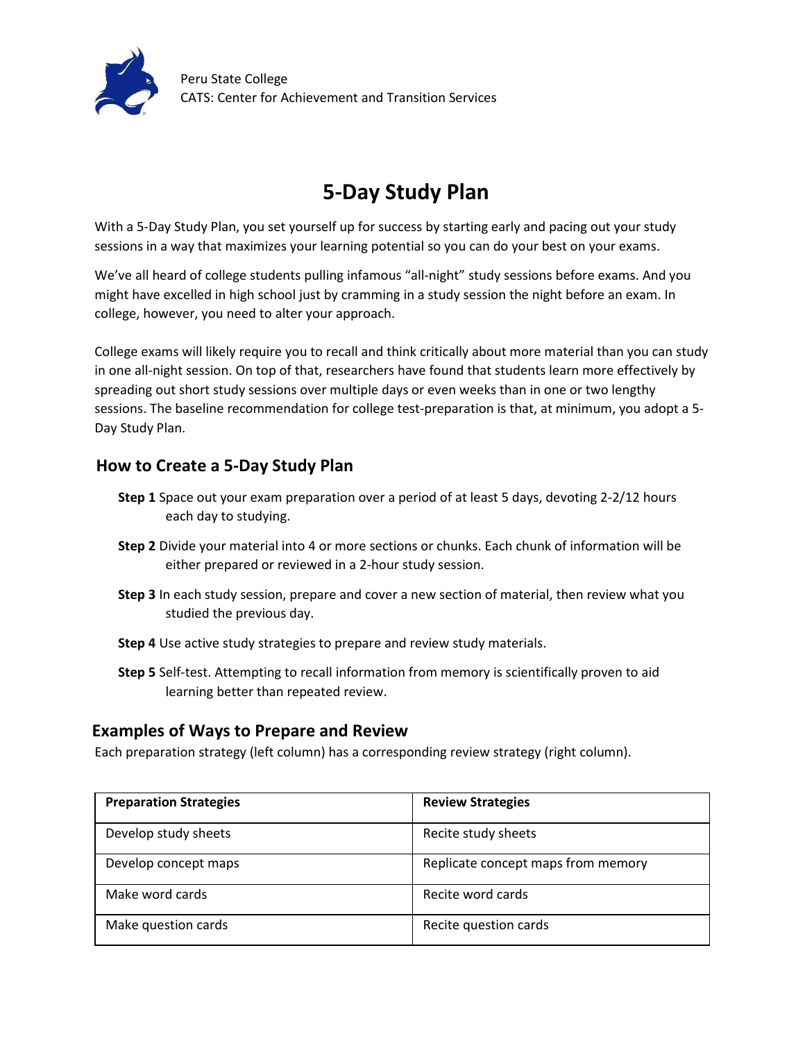Peru State College
CATS: Center for Achievement and Transition Services

# 5-Day Study Plan

With a 5-Day Study Plan, you set yourself up for success by starting early and pacing out your study sessions in a way that maximizes your learning potential so you can do your best on your exams.

We've all heard of college students pulling infamous "all-night" study sessions before exams. And you might have excelled in high school just by cramming in a study session the night before an exam. In college, however, you need to alter your approach.

College exams will likely require you to recall and think critically about more material than you can study in one all-night session. On top of that, researchers have found that students learn more effectively by spreading out short study sessions over multiple days or even weeks than in one or two lengthy sessions. The baseline recommendation for college test-preparation is that, at minimum, you adopt a 5-Day Study Plan.

## How to Create a 5-Day Study Plan

**Step 1** Space out your exam preparation over a period of at least 5 days, devoting 2-2/12 hours each day to studying.

**Step 2** Divide your material into 4 or more sections or chunks. Each chunk of information will be either prepared or reviewed in a 2-hour study session.

**Step 3** In each study session, prepare and cover a new section of material, then review what you studied the previous day.

**Step 4** Use active study strategies to prepare and review study materials.

**Step 5** Self-test. Attempting to recall information from memory is scientifically proven to aid learning better than repeated review.

## Examples of Ways to Prepare and Review

Each preparation strategy (left column) has a corresponding review strategy (right column).

| **Preparation Strategies** | **Review Strategies** |
| --- | --- |
| Develop study sheets | Recite study sheets |
| Develop concept maps | Replicate concept maps from memory |
| Make word cards | Recite word cards |
| Make question cards | Recite question cards |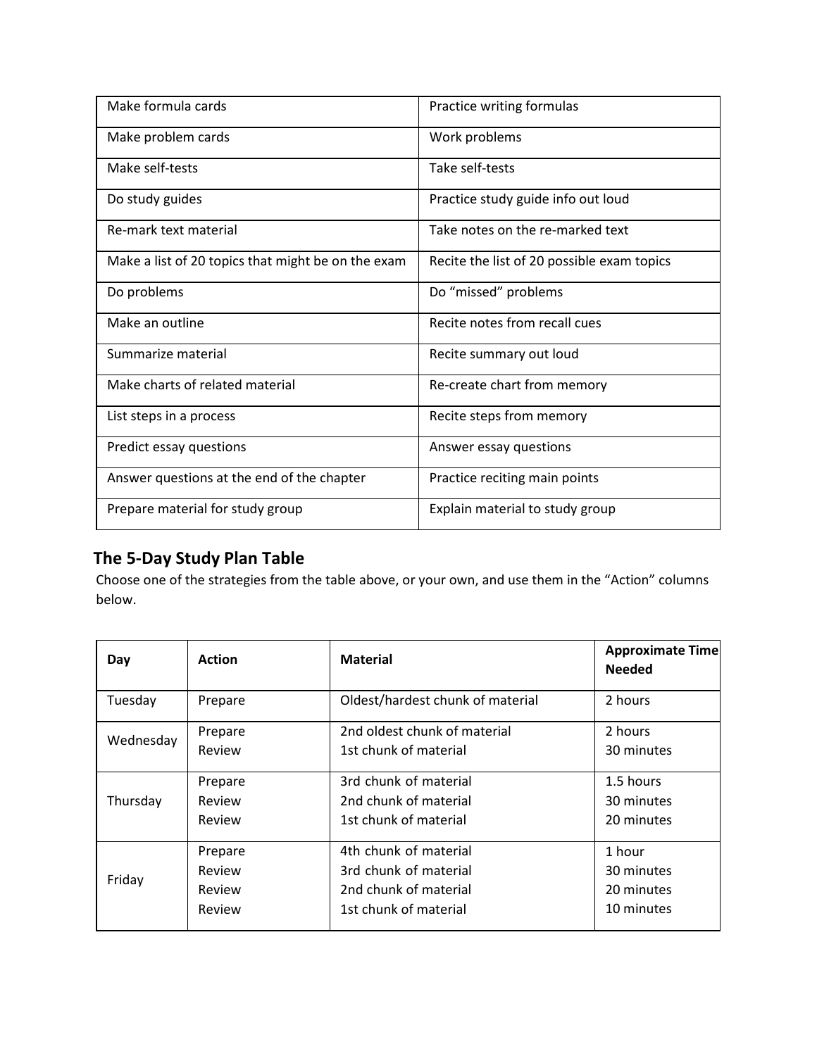| Make formula cards | Practice writing formulas |
|---|---|
| Make problem cards | Work problems |
| Make self-tests | Take self-tests |
| Do study guides | Practice study guide info out loud |
| Re-mark text material | Take notes on the re-marked text |
| Make a list of 20 topics that might be on the exam | Recite the list of 20 possible exam topics |
| Do problems | Do "missed" problems |
| Make an outline | Recite notes from recall cues |
| Summarize material | Recite summary out loud |
| Make charts of related material | Re-create chart from memory |
| List steps in a process | Recite steps from memory |
| Predict essay questions | Answer essay questions |
| Answer questions at the end of the chapter | Practice reciting main points |
| Prepare material for study group | Explain material to study group |

## The 5-Day Study Plan Table

Choose one of the strategies from the table above, or your own, and use them in the "Action" columns below.

| Day | Action | Material | Approximate Time Needed |
|---|---|---|---|
| Tuesday | Prepare | Oldest/hardest chunk of material | 2 hours |
| Wednesday | Prepare<br>Review | 2nd oldest chunk of material<br>1st chunk of material | 2 hours<br>30 minutes |
| Thursday | Prepare<br>Review<br>Review | 3rd chunk of material<br>2nd chunk of material<br>1st chunk of material | 1.5 hours<br>30 minutes<br>20 minutes |
| Friday | Prepare<br>Review<br>Review<br>Review | 4th chunk of material<br>3rd chunk of material<br>2nd chunk of material<br>1st chunk of material | 1 hour<br>30 minutes<br>20 minutes<br>10 minutes |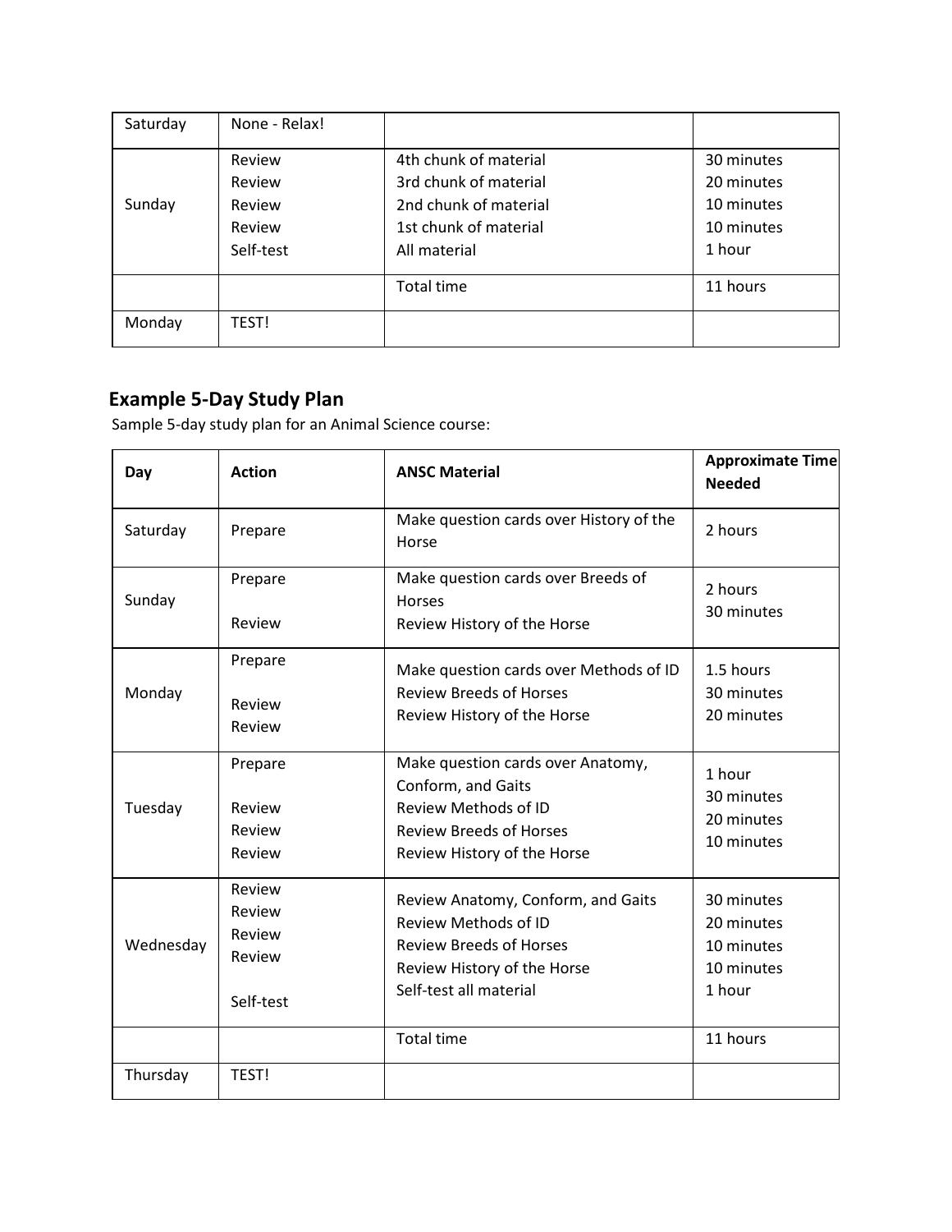| | | | |
|---|---|---|---|
| Saturday | None - Relax! | | |
| Sunday | Review<br>Review<br>Review<br>Review<br>Self-test | 4th chunk of material<br>3rd chunk of material<br>2nd chunk of material<br>1st chunk of material<br>All material | 30 minutes<br>20 minutes<br>10 minutes<br>10 minutes<br>1 hour |
| | | Total time | 11 hours |
| Monday | TEST! | | |

## Example 5-Day Study Plan

Sample 5-day study plan for an Animal Science course:

| Day | Action | ANSC Material | Approximate Time Needed |
|---|---|---|---|
| Saturday | Prepare | Make question cards over History of the Horse | 2 hours |
| Sunday | Prepare<br>Review | Make question cards over Breeds of Horses<br>Review History of the Horse | 2 hours<br>30 minutes |
| Monday | Prepare<br>Review<br>Review | Make question cards over Methods of ID<br>Review Breeds of Horses<br>Review History of the Horse | 1.5 hours<br>30 minutes<br>20 minutes |
| Tuesday | Prepare<br>Review<br>Review<br>Review | Make question cards over Anatomy, Conform, and Gaits<br>Review Methods of ID<br>Review Breeds of Horses<br>Review History of the Horse | 1 hour<br>30 minutes<br>20 minutes<br>10 minutes |
| Wednesday | Review<br>Review<br>Review<br>Review<br>Self-test | Review Anatomy, Conform, and Gaits<br>Review Methods of ID<br>Review Breeds of Horses<br>Review History of the Horse<br>Self-test all material | 30 minutes<br>20 minutes<br>10 minutes<br>10 minutes<br>1 hour |
| | | Total time | 11 hours |
| Thursday | TEST! | | |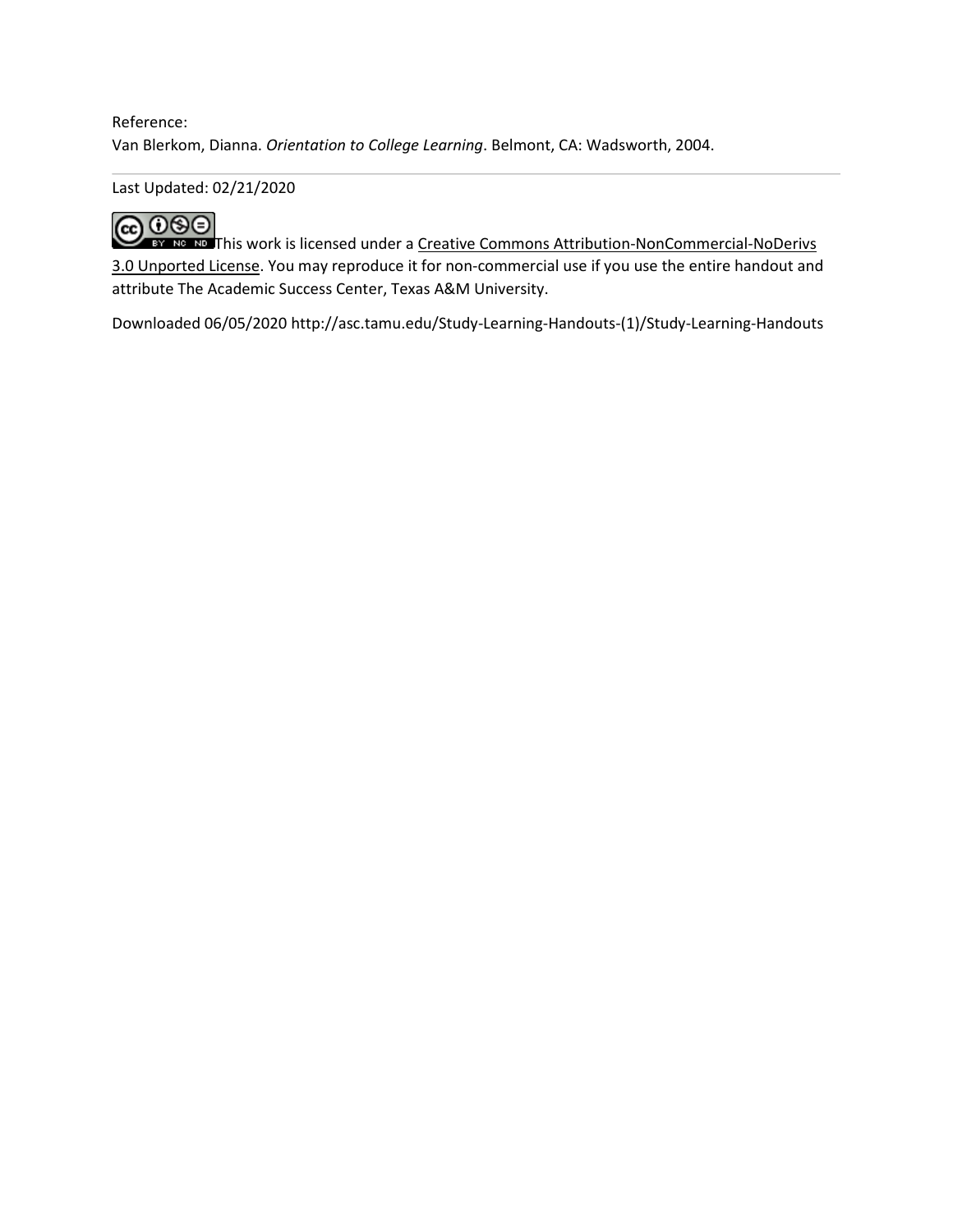Reference:
Van Blerkom, Dianna. *Orientation to College Learning*. Belmont, CA: Wadsworth, 2004.

---

Last Updated: 02/21/2020

This work is licensed under a Creative Commons Attribution-NonCommercial-NoDerivs 3.0 Unported License. You may reproduce it for non-commercial use if you use the entire handout and attribute The Academic Success Center, Texas A&M University.

Downloaded 06/05/2020 http://asc.tamu.edu/Study-Learning-Handouts-(1)/Study-Learning-Handouts